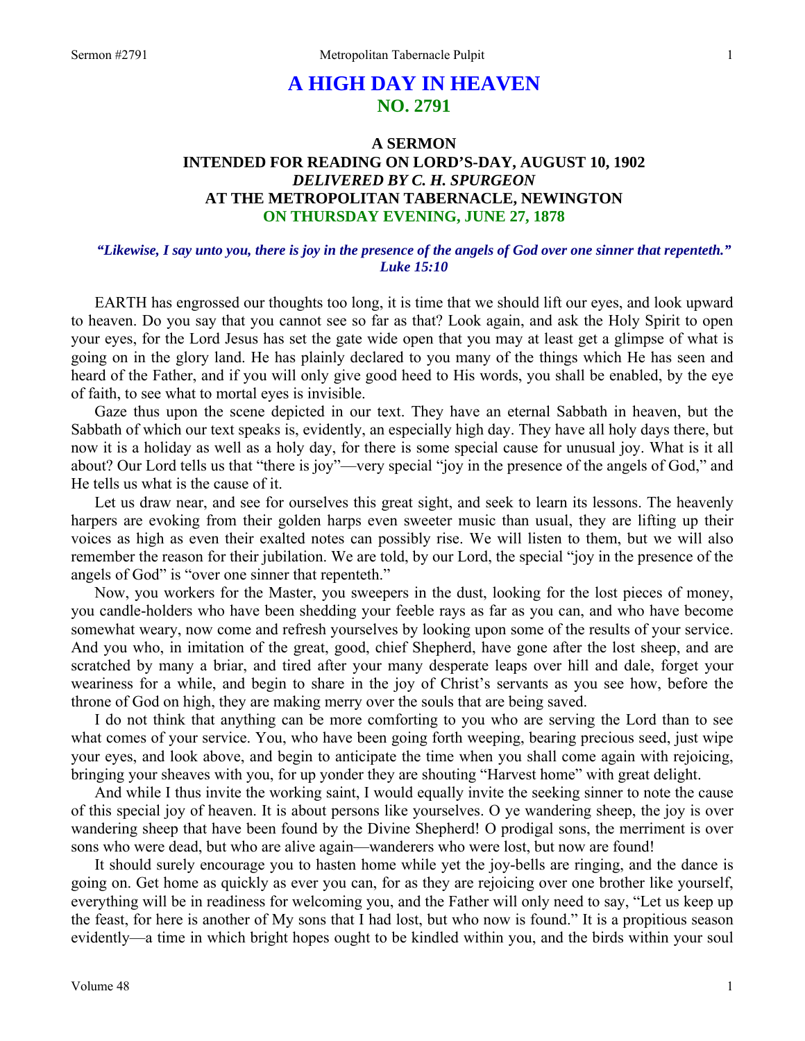# A HIGH DAY IN HEAVEN
## NO. 2791

### A SERMON
### INTENDED FOR READING ON LORD'S-DAY, AUGUST 10, 1902
### *DELIVERED BY C. H. SPURGEON*
### AT THE METROPOLITAN TABERNACLE, NEWINGTON
### ON THURSDAY EVENING, JUNE 27, 1878

***"Likewise, I say unto you, there is joy in the presence of the angels of God over one sinner that repenteth." Luke 15:10***

EARTH has engrossed our thoughts too long, it is time that we should lift our eyes, and look upward to heaven. Do you say that you cannot see so far as that? Look again, and ask the Holy Spirit to open your eyes, for the Lord Jesus has set the gate wide open that you may at least get a glimpse of what is going on in the glory land. He has plainly declared to you many of the things which He has seen and heard of the Father, and if you will only give good heed to His words, you shall be enabled, by the eye of faith, to see what to mortal eyes is invisible.

Gaze thus upon the scene depicted in our text. They have an eternal Sabbath in heaven, but the Sabbath of which our text speaks is, evidently, an especially high day. They have all holy days there, but now it is a holiday as well as a holy day, for there is some special cause for unusual joy. What is it all about? Our Lord tells us that "there is joy"—very special "joy in the presence of the angels of God," and He tells us what is the cause of it.

Let us draw near, and see for ourselves this great sight, and seek to learn its lessons. The heavenly harpers are evoking from their golden harps even sweeter music than usual, they are lifting up their voices as high as even their exalted notes can possibly rise. We will listen to them, but we will also remember the reason for their jubilation. We are told, by our Lord, the special "joy in the presence of the angels of God" is "over one sinner that repenteth."

Now, you workers for the Master, you sweepers in the dust, looking for the lost pieces of money, you candle-holders who have been shedding your feeble rays as far as you can, and who have become somewhat weary, now come and refresh yourselves by looking upon some of the results of your service. And you who, in imitation of the great, good, chief Shepherd, have gone after the lost sheep, and are scratched by many a briar, and tired after your many desperate leaps over hill and dale, forget your weariness for a while, and begin to share in the joy of Christ's servants as you see how, before the throne of God on high, they are making merry over the souls that are being saved.

I do not think that anything can be more comforting to you who are serving the Lord than to see what comes of your service. You, who have been going forth weeping, bearing precious seed, just wipe your eyes, and look above, and begin to anticipate the time when you shall come again with rejoicing, bringing your sheaves with you, for up yonder they are shouting "Harvest home" with great delight.

And while I thus invite the working saint, I would equally invite the seeking sinner to note the cause of this special joy of heaven. It is about persons like yourselves. O ye wandering sheep, the joy is over wandering sheep that have been found by the Divine Shepherd! O prodigal sons, the merriment is over sons who were dead, but who are alive again—wanderers who were lost, but now are found!

It should surely encourage you to hasten home while yet the joy-bells are ringing, and the dance is going on. Get home as quickly as ever you can, for as they are rejoicing over one brother like yourself, everything will be in readiness for welcoming you, and the Father will only need to say, "Let us keep up the feast, for here is another of My sons that I had lost, but who now is found." It is a propitious season evidently—a time in which bright hopes ought to be kindled within you, and the birds within your soul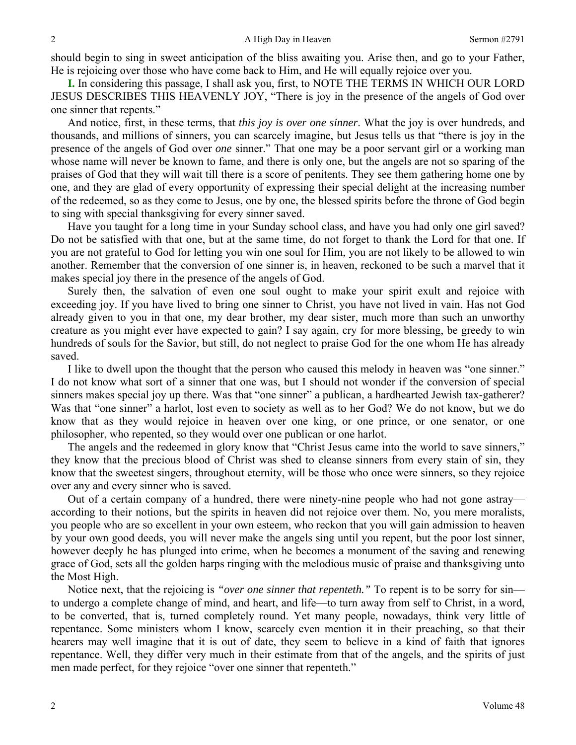should begin to sing in sweet anticipation of the bliss awaiting you. Arise then, and go to your Father, He is rejoicing over those who have come back to Him, and He will equally rejoice over you.

**I.** In considering this passage, I shall ask you, first, to NOTE THE TERMS IN WHICH OUR LORD JESUS DESCRIBES THIS HEAVENLY JOY, "There is joy in the presence of the angels of God over one sinner that repents."

And notice, first, in these terms, that *this joy is over one sinner*. What the joy is over hundreds, and thousands, and millions of sinners, you can scarcely imagine, but Jesus tells us that "there is joy in the presence of the angels of God over *one* sinner." That one may be a poor servant girl or a working man whose name will never be known to fame, and there is only one, but the angels are not so sparing of the praises of God that they will wait till there is a score of penitents. They see them gathering home one by one, and they are glad of every opportunity of expressing their special delight at the increasing number of the redeemed, so as they come to Jesus, one by one, the blessed spirits before the throne of God begin to sing with special thanksgiving for every sinner saved.

Have you taught for a long time in your Sunday school class, and have you had only one girl saved? Do not be satisfied with that one, but at the same time, do not forget to thank the Lord for that one. If you are not grateful to God for letting you win one soul for Him, you are not likely to be allowed to win another. Remember that the conversion of one sinner is, in heaven, reckoned to be such a marvel that it makes special joy there in the presence of the angels of God.

Surely then, the salvation of even one soul ought to make your spirit exult and rejoice with exceeding joy. If you have lived to bring one sinner to Christ, you have not lived in vain. Has not God already given to you in that one, my dear brother, my dear sister, much more than such an unworthy creature as you might ever have expected to gain? I say again, cry for more blessing, be greedy to win hundreds of souls for the Savior, but still, do not neglect to praise God for the one whom He has already saved.

I like to dwell upon the thought that the person who caused this melody in heaven was "one sinner." I do not know what sort of a sinner that one was, but I should not wonder if the conversion of special sinners makes special joy up there. Was that "one sinner" a publican, a hardhearted Jewish tax-gatherer? Was that "one sinner" a harlot, lost even to society as well as to her God? We do not know, but we do know that as they would rejoice in heaven over one king, or one prince, or one senator, or one philosopher, who repented, so they would over one publican or one harlot.

The angels and the redeemed in glory know that "Christ Jesus came into the world to save sinners," they know that the precious blood of Christ was shed to cleanse sinners from every stain of sin, they know that the sweetest singers, throughout eternity, will be those who once were sinners, so they rejoice over any and every sinner who is saved.

Out of a certain company of a hundred, there were ninety-nine people who had not gone astray—according to their notions, but the spirits in heaven did not rejoice over them. No, you mere moralists, you people who are so excellent in your own esteem, who reckon that you will gain admission to heaven by your own good deeds, you will never make the angels sing until you repent, but the poor lost sinner, however deeply he has plunged into crime, when he becomes a monument of the saving and renewing grace of God, sets all the golden harps ringing with the melodious music of praise and thanksgiving unto the Most High.

Notice next, that the rejoicing is *"over one sinner that repenteth."* To repent is to be sorry for sin—to undergo a complete change of mind, and heart, and life—to turn away from self to Christ, in a word, to be converted, that is, turned completely round. Yet many people, nowadays, think very little of repentance. Some ministers whom I know, scarcely even mention it in their preaching, so that their hearers may well imagine that it is out of date, they seem to believe in a kind of faith that ignores repentance. Well, they differ very much in their estimate from that of the angels, and the spirits of just men made perfect, for they rejoice "over one sinner that repenteth."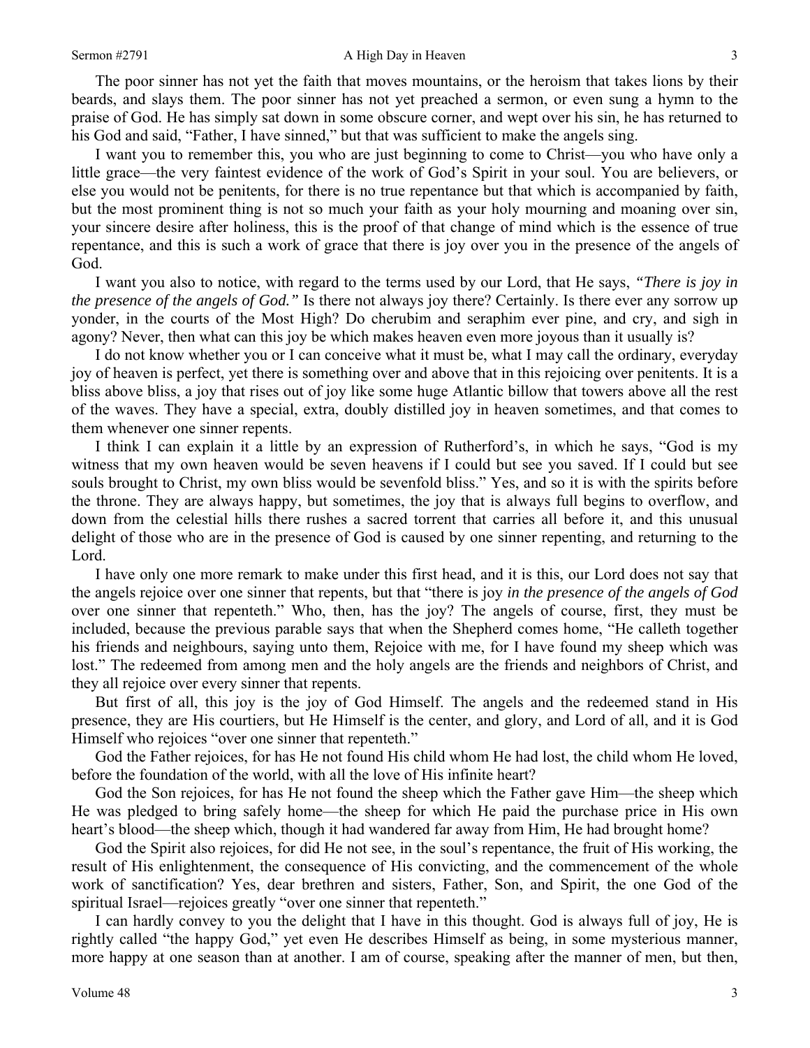The poor sinner has not yet the faith that moves mountains, or the heroism that takes lions by their beards, and slays them. The poor sinner has not yet preached a sermon, or even sung a hymn to the praise of God. He has simply sat down in some obscure corner, and wept over his sin, he has returned to his God and said, "Father, I have sinned," but that was sufficient to make the angels sing.

I want you to remember this, you who are just beginning to come to Christ—you who have only a little grace—the very faintest evidence of the work of God's Spirit in your soul. You are believers, or else you would not be penitents, for there is no true repentance but that which is accompanied by faith, but the most prominent thing is not so much your faith as your holy mourning and moaning over sin, your sincere desire after holiness, this is the proof of that change of mind which is the essence of true repentance, and this is such a work of grace that there is joy over you in the presence of the angels of God.

I want you also to notice, with regard to the terms used by our Lord, that He says, *"There is joy in the presence of the angels of God."* Is there not always joy there? Certainly. Is there ever any sorrow up yonder, in the courts of the Most High? Do cherubim and seraphim ever pine, and cry, and sigh in agony? Never, then what can this joy be which makes heaven even more joyous than it usually is?

I do not know whether you or I can conceive what it must be, what I may call the ordinary, everyday joy of heaven is perfect, yet there is something over and above that in this rejoicing over penitents. It is a bliss above bliss, a joy that rises out of joy like some huge Atlantic billow that towers above all the rest of the waves. They have a special, extra, doubly distilled joy in heaven sometimes, and that comes to them whenever one sinner repents.

I think I can explain it a little by an expression of Rutherford's, in which he says, "God is my witness that my own heaven would be seven heavens if I could but see you saved. If I could but see souls brought to Christ, my own bliss would be sevenfold bliss." Yes, and so it is with the spirits before the throne. They are always happy, but sometimes, the joy that is always full begins to overflow, and down from the celestial hills there rushes a sacred torrent that carries all before it, and this unusual delight of those who are in the presence of God is caused by one sinner repenting, and returning to the Lord.

I have only one more remark to make under this first head, and it is this, our Lord does not say that the angels rejoice over one sinner that repents, but that "there is joy *in the presence of the angels of God* over one sinner that repenteth." Who, then, has the joy? The angels of course, first, they must be included, because the previous parable says that when the Shepherd comes home, "He calleth together his friends and neighbours, saying unto them, Rejoice with me, for I have found my sheep which was lost." The redeemed from among men and the holy angels are the friends and neighbors of Christ, and they all rejoice over every sinner that repents.

But first of all, this joy is the joy of God Himself. The angels and the redeemed stand in His presence, they are His courtiers, but He Himself is the center, and glory, and Lord of all, and it is God Himself who rejoices "over one sinner that repenteth."

God the Father rejoices, for has He not found His child whom He had lost, the child whom He loved, before the foundation of the world, with all the love of His infinite heart?

God the Son rejoices, for has He not found the sheep which the Father gave Him—the sheep which He was pledged to bring safely home—the sheep for which He paid the purchase price in His own heart's blood—the sheep which, though it had wandered far away from Him, He had brought home?

God the Spirit also rejoices, for did He not see, in the soul's repentance, the fruit of His working, the result of His enlightenment, the consequence of His convicting, and the commencement of the whole work of sanctification? Yes, dear brethren and sisters, Father, Son, and Spirit, the one God of the spiritual Israel—rejoices greatly "over one sinner that repenteth."

I can hardly convey to you the delight that I have in this thought. God is always full of joy, He is rightly called "the happy God," yet even He describes Himself as being, in some mysterious manner, more happy at one season than at another. I am of course, speaking after the manner of men, but then,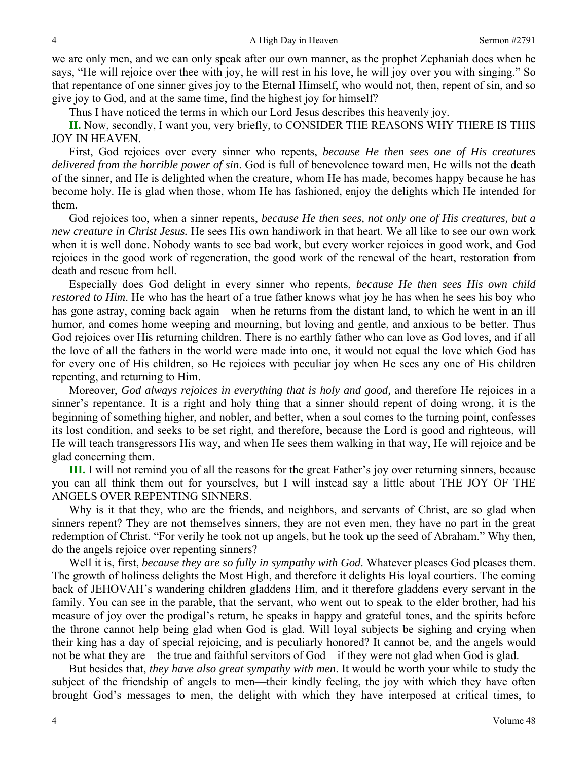we are only men, and we can only speak after our own manner, as the prophet Zephaniah does when he says, "He will rejoice over thee with joy, he will rest in his love, he will joy over you with singing." So that repentance of one sinner gives joy to the Eternal Himself, who would not, then, repent of sin, and so give joy to God, and at the same time, find the highest joy for himself?

Thus I have noticed the terms in which our Lord Jesus describes this heavenly joy.

**II.** Now, secondly, I want you, very briefly, to CONSIDER THE REASONS WHY THERE IS THIS JOY IN HEAVEN.

First, God rejoices over every sinner who repents, *because He then sees one of His creatures delivered from the horrible power of sin*. God is full of benevolence toward men, He wills not the death of the sinner, and He is delighted when the creature, whom He has made, becomes happy because he has become holy. He is glad when those, whom He has fashioned, enjoy the delights which He intended for them.

God rejoices too, when a sinner repents, *because He then sees, not only one of His creatures, but a new creature in Christ Jesus.* He sees His own handiwork in that heart. We all like to see our own work when it is well done. Nobody wants to see bad work, but every worker rejoices in good work, and God rejoices in the good work of regeneration, the good work of the renewal of the heart, restoration from death and rescue from hell.

Especially does God delight in every sinner who repents, *because He then sees His own child restored to Him*. He who has the heart of a true father knows what joy he has when he sees his boy who has gone astray, coming back again—when he returns from the distant land, to which he went in an ill humor, and comes home weeping and mourning, but loving and gentle, and anxious to be better. Thus God rejoices over His returning children. There is no earthly father who can love as God loves, and if all the love of all the fathers in the world were made into one, it would not equal the love which God has for every one of His children, so He rejoices with peculiar joy when He sees any one of His children repenting, and returning to Him.

Moreover, *God always rejoices in everything that is holy and good,* and therefore He rejoices in a sinner's repentance. It is a right and holy thing that a sinner should repent of doing wrong, it is the beginning of something higher, and nobler, and better, when a soul comes to the turning point, confesses its lost condition, and seeks to be set right, and therefore, because the Lord is good and righteous, will He will teach transgressors His way, and when He sees them walking in that way, He will rejoice and be glad concerning them.

**III.** I will not remind you of all the reasons for the great Father's joy over returning sinners, because you can all think them out for yourselves, but I will instead say a little about THE JOY OF THE ANGELS OVER REPENTING SINNERS.

Why is it that they, who are the friends, and neighbors, and servants of Christ, are so glad when sinners repent? They are not themselves sinners, they are not even men, they have no part in the great redemption of Christ. "For verily he took not up angels, but he took up the seed of Abraham." Why then, do the angels rejoice over repenting sinners?

Well it is, first, *because they are so fully in sympathy with God*. Whatever pleases God pleases them. The growth of holiness delights the Most High, and therefore it delights His loyal courtiers. The coming back of JEHOVAH's wandering children gladdens Him, and it therefore gladdens every servant in the family. You can see in the parable, that the servant, who went out to speak to the elder brother, had his measure of joy over the prodigal's return, he speaks in happy and grateful tones, and the spirits before the throne cannot help being glad when God is glad. Will loyal subjects be sighing and crying when their king has a day of special rejoicing, and is peculiarly honored? It cannot be, and the angels would not be what they are—the true and faithful servitors of God—if they were not glad when God is glad.

But besides that, *they have also great sympathy with men*. It would be worth your while to study the subject of the friendship of angels to men—their kindly feeling, the joy with which they have often brought God's messages to men, the delight with which they have interposed at critical times, to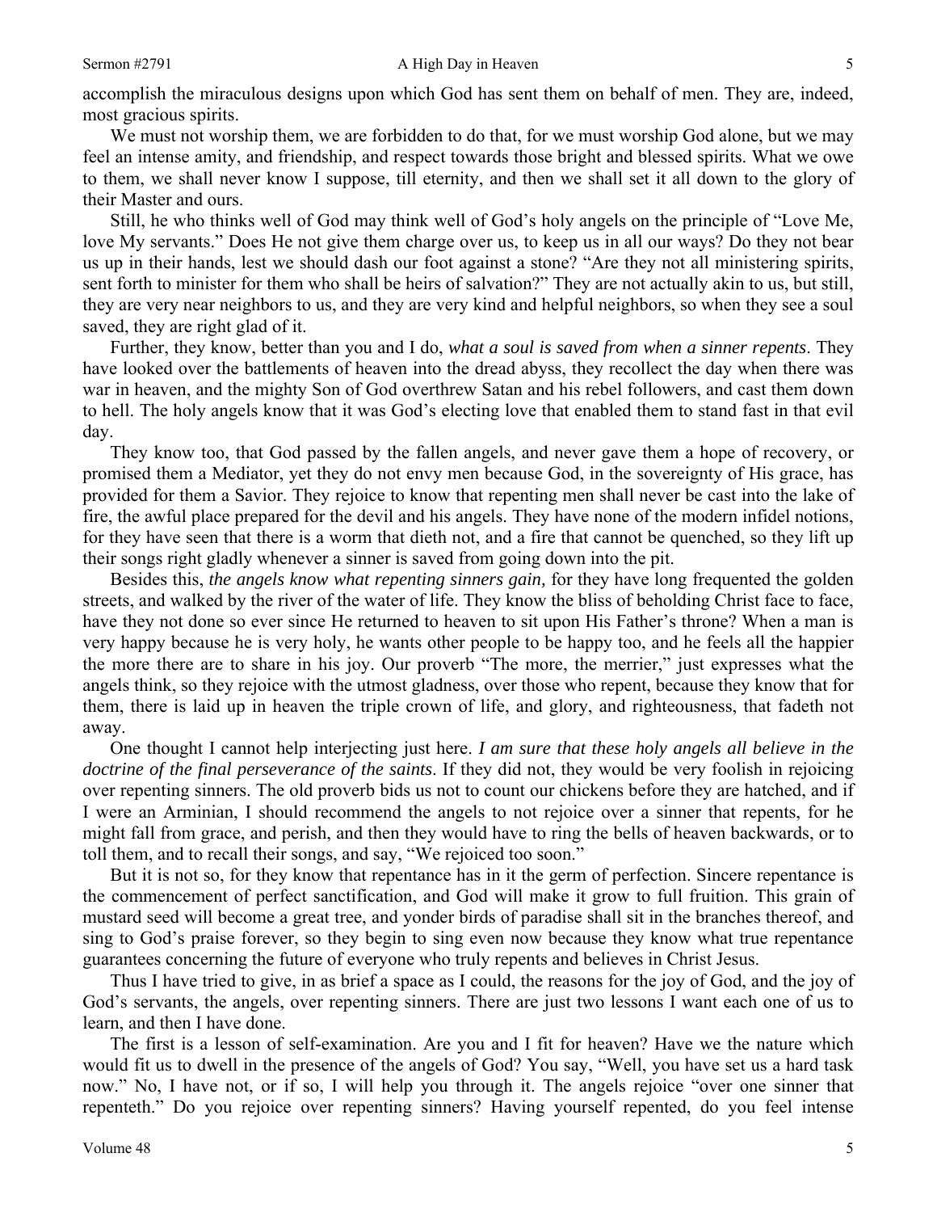accomplish the miraculous designs upon which God has sent them on behalf of men. They are, indeed, most gracious spirits.

We must not worship them, we are forbidden to do that, for we must worship God alone, but we may feel an intense amity, and friendship, and respect towards those bright and blessed spirits. What we owe to them, we shall never know I suppose, till eternity, and then we shall set it all down to the glory of their Master and ours.

Still, he who thinks well of God may think well of God's holy angels on the principle of "Love Me, love My servants." Does He not give them charge over us, to keep us in all our ways? Do they not bear us up in their hands, lest we should dash our foot against a stone? "Are they not all ministering spirits, sent forth to minister for them who shall be heirs of salvation?" They are not actually akin to us, but still, they are very near neighbors to us, and they are very kind and helpful neighbors, so when they see a soul saved, they are right glad of it.

Further, they know, better than you and I do, *what a soul is saved from when a sinner repents*. They have looked over the battlements of heaven into the dread abyss, they recollect the day when there was war in heaven, and the mighty Son of God overthrew Satan and his rebel followers, and cast them down to hell. The holy angels know that it was God's electing love that enabled them to stand fast in that evil day.

They know too, that God passed by the fallen angels, and never gave them a hope of recovery, or promised them a Mediator, yet they do not envy men because God, in the sovereignty of His grace, has provided for them a Savior. They rejoice to know that repenting men shall never be cast into the lake of fire, the awful place prepared for the devil and his angels. They have none of the modern infidel notions, for they have seen that there is a worm that dieth not, and a fire that cannot be quenched, so they lift up their songs right gladly whenever a sinner is saved from going down into the pit.

Besides this, *the angels know what repenting sinners gain,* for they have long frequented the golden streets, and walked by the river of the water of life. They know the bliss of beholding Christ face to face, have they not done so ever since He returned to heaven to sit upon His Father's throne? When a man is very happy because he is very holy, he wants other people to be happy too, and he feels all the happier the more there are to share in his joy. Our proverb "The more, the merrier," just expresses what the angels think, so they rejoice with the utmost gladness, over those who repent, because they know that for them, there is laid up in heaven the triple crown of life, and glory, and righteousness, that fadeth not away.

One thought I cannot help interjecting just here. *I am sure that these holy angels all believe in the doctrine of the final perseverance of the saints*. If they did not, they would be very foolish in rejoicing over repenting sinners. The old proverb bids us not to count our chickens before they are hatched, and if I were an Arminian, I should recommend the angels to not rejoice over a sinner that repents, for he might fall from grace, and perish, and then they would have to ring the bells of heaven backwards, or to toll them, and to recall their songs, and say, "We rejoiced too soon."

But it is not so, for they know that repentance has in it the germ of perfection. Sincere repentance is the commencement of perfect sanctification, and God will make it grow to full fruition. This grain of mustard seed will become a great tree, and yonder birds of paradise shall sit in the branches thereof, and sing to God's praise forever, so they begin to sing even now because they know what true repentance guarantees concerning the future of everyone who truly repents and believes in Christ Jesus.

Thus I have tried to give, in as brief a space as I could, the reasons for the joy of God, and the joy of God's servants, the angels, over repenting sinners. There are just two lessons I want each one of us to learn, and then I have done.

The first is a lesson of self-examination. Are you and I fit for heaven? Have we the nature which would fit us to dwell in the presence of the angels of God? You say, "Well, you have set us a hard task now." No, I have not, or if so, I will help you through it. The angels rejoice "over one sinner that repenteth." Do you rejoice over repenting sinners? Having yourself repented, do you feel intense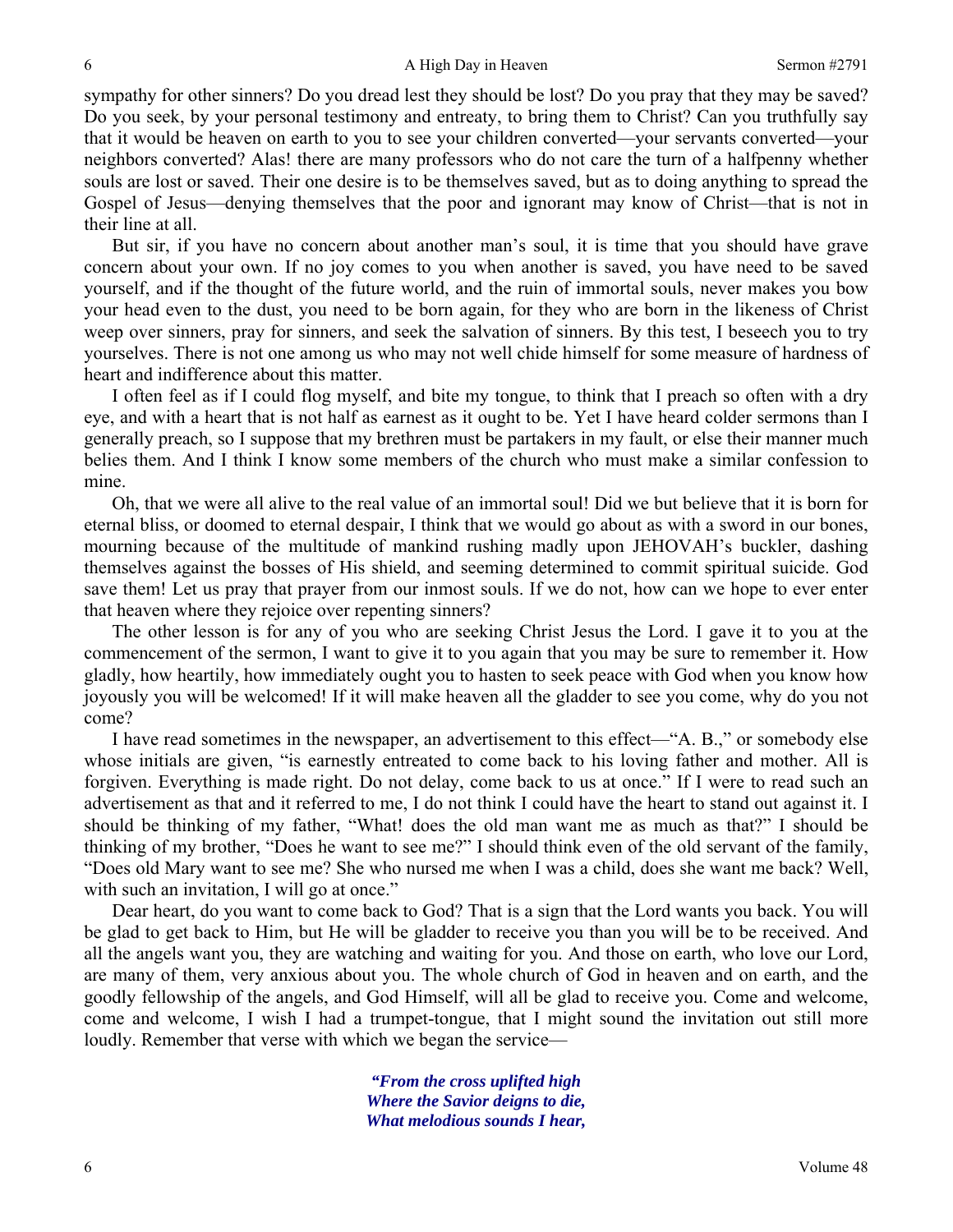sympathy for other sinners? Do you dread lest they should be lost? Do you pray that they may be saved? Do you seek, by your personal testimony and entreaty, to bring them to Christ? Can you truthfully say that it would be heaven on earth to you to see your children converted—your servants converted—your neighbors converted? Alas! there are many professors who do not care the turn of a halfpenny whether souls are lost or saved. Their one desire is to be themselves saved, but as to doing anything to spread the Gospel of Jesus—denying themselves that the poor and ignorant may know of Christ—that is not in their line at all.

But sir, if you have no concern about another man's soul, it is time that you should have grave concern about your own. If no joy comes to you when another is saved, you have need to be saved yourself, and if the thought of the future world, and the ruin of immortal souls, never makes you bow your head even to the dust, you need to be born again, for they who are born in the likeness of Christ weep over sinners, pray for sinners, and seek the salvation of sinners. By this test, I beseech you to try yourselves. There is not one among us who may not well chide himself for some measure of hardness of heart and indifference about this matter.

I often feel as if I could flog myself, and bite my tongue, to think that I preach so often with a dry eye, and with a heart that is not half as earnest as it ought to be. Yet I have heard colder sermons than I generally preach, so I suppose that my brethren must be partakers in my fault, or else their manner much belies them. And I think I know some members of the church who must make a similar confession to mine.

Oh, that we were all alive to the real value of an immortal soul! Did we but believe that it is born for eternal bliss, or doomed to eternal despair, I think that we would go about as with a sword in our bones, mourning because of the multitude of mankind rushing madly upon JEHOVAH's buckler, dashing themselves against the bosses of His shield, and seeming determined to commit spiritual suicide. God save them! Let us pray that prayer from our inmost souls. If we do not, how can we hope to ever enter that heaven where they rejoice over repenting sinners?

The other lesson is for any of you who are seeking Christ Jesus the Lord. I gave it to you at the commencement of the sermon, I want to give it to you again that you may be sure to remember it. How gladly, how heartily, how immediately ought you to hasten to seek peace with God when you know how joyously you will be welcomed! If it will make heaven all the gladder to see you come, why do you not come?

I have read sometimes in the newspaper, an advertisement to this effect—"A. B.," or somebody else whose initials are given, "is earnestly entreated to come back to his loving father and mother. All is forgiven. Everything is made right. Do not delay, come back to us at once." If I were to read such an advertisement as that and it referred to me, I do not think I could have the heart to stand out against it. I should be thinking of my father, "What! does the old man want me as much as that?" I should be thinking of my brother, "Does he want to see me?" I should think even of the old servant of the family, "Does old Mary want to see me? She who nursed me when I was a child, does she want me back? Well, with such an invitation, I will go at once."

Dear heart, do you want to come back to God? That is a sign that the Lord wants you back. You will be glad to get back to Him, but He will be gladder to receive you than you will be to be received. And all the angels want you, they are watching and waiting for you. And those on earth, who love our Lord, are many of them, very anxious about you. The whole church of God in heaven and on earth, and the goodly fellowship of the angels, and God Himself, will all be glad to receive you. Come and welcome, come and welcome, I wish I had a trumpet-tongue, that I might sound the invitation out still more loudly. Remember that verse with which we began the service—

> ***"From the cross uplifted high***
> ***Where the Savior deigns to die,***
> ***What melodious sounds I hear,***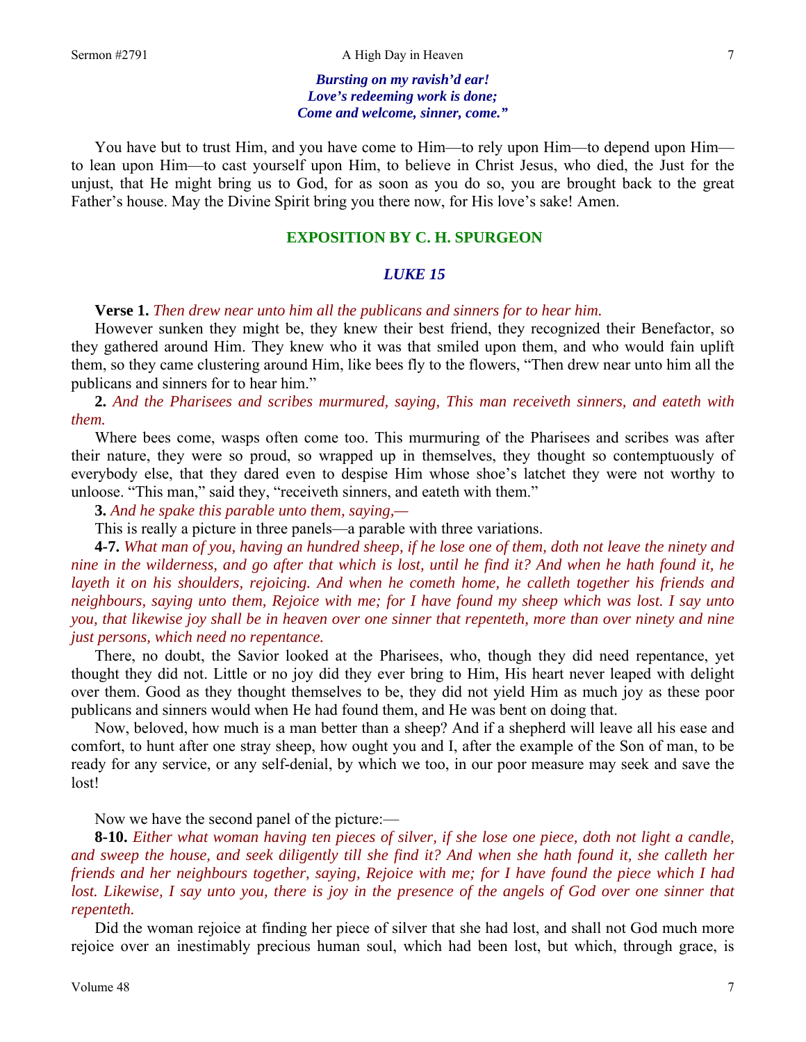*Bursting on my ravish'd ear!*
*Love's redeeming work is done;*
*Come and welcome, sinner, come."*

You have but to trust Him, and you have come to Him—to rely upon Him—to depend upon Him—to lean upon Him—to cast yourself upon Him, to believe in Christ Jesus, who died, the Just for the unjust, that He might bring us to God, for as soon as you do so, you are brought back to the great Father's house. May the Divine Spirit bring you there now, for His love's sake! Amen.

## EXPOSITION BY C. H. SPURGEON

### *LUKE 15*

**Verse 1.** *Then drew near unto him all the publicans and sinners for to hear him.*

However sunken they might be, they knew their best friend, they recognized their Benefactor, so they gathered around Him. They knew who it was that smiled upon them, and who would fain uplift them, so they came clustering around Him, like bees fly to the flowers, "Then drew near unto him all the publicans and sinners for to hear him."

**2.** *And the Pharisees and scribes murmured, saying, This man receiveth sinners, and eateth with them.*

Where bees come, wasps often come too. This murmuring of the Pharisees and scribes was after their nature, they were so proud, so wrapped up in themselves, they thought so contemptuously of everybody else, that they dared even to despise Him whose shoe's latchet they were not worthy to unloose. "This man," said they, "receiveth sinners, and eateth with them."

**3.** *And he spake this parable unto them, saying,—*

This is really a picture in three panels—a parable with three variations.

**4-7.** *What man of you, having an hundred sheep, if he lose one of them, doth not leave the ninety and nine in the wilderness, and go after that which is lost, until he find it? And when he hath found it, he layeth it on his shoulders, rejoicing. And when he cometh home, he calleth together his friends and neighbours, saying unto them, Rejoice with me; for I have found my sheep which was lost. I say unto you, that likewise joy shall be in heaven over one sinner that repenteth, more than over ninety and nine just persons, which need no repentance.*

There, no doubt, the Savior looked at the Pharisees, who, though they did need repentance, yet thought they did not. Little or no joy did they ever bring to Him, His heart never leaped with delight over them. Good as they thought themselves to be, they did not yield Him as much joy as these poor publicans and sinners would when He had found them, and He was bent on doing that.

Now, beloved, how much is a man better than a sheep? And if a shepherd will leave all his ease and comfort, to hunt after one stray sheep, how ought you and I, after the example of the Son of man, to be ready for any service, or any self-denial, by which we too, in our poor measure may seek and save the lost!

Now we have the second panel of the picture:—

**8-10.** *Either what woman having ten pieces of silver, if she lose one piece, doth not light a candle, and sweep the house, and seek diligently till she find it? And when she hath found it, she calleth her friends and her neighbours together, saying, Rejoice with me; for I have found the piece which I had lost. Likewise, I say unto you, there is joy in the presence of the angels of God over one sinner that repenteth.*

Did the woman rejoice at finding her piece of silver that she had lost, and shall not God much more rejoice over an inestimably precious human soul, which had been lost, but which, through grace, is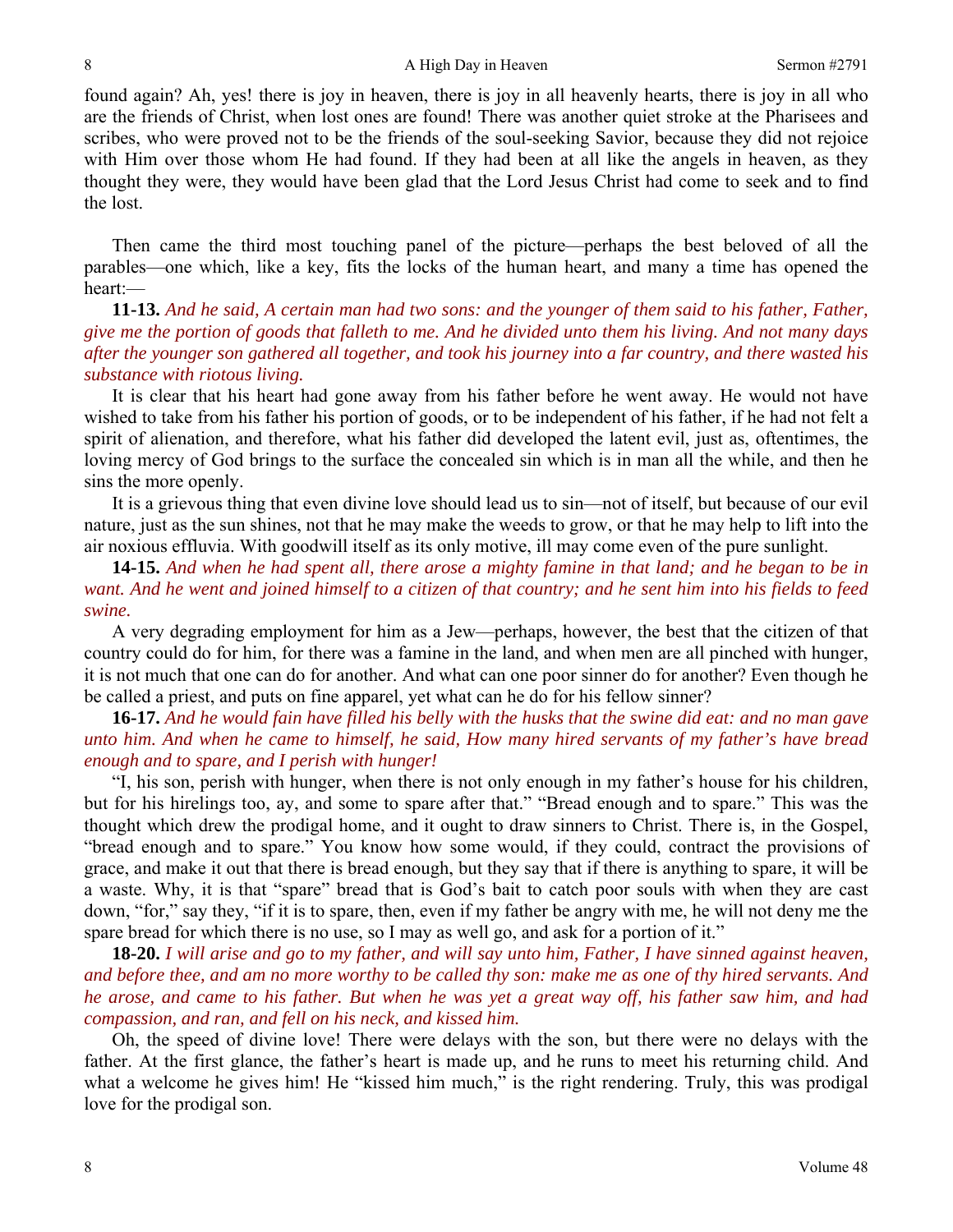found again? Ah, yes! there is joy in heaven, there is joy in all heavenly hearts, there is joy in all who are the friends of Christ, when lost ones are found! There was another quiet stroke at the Pharisees and scribes, who were proved not to be the friends of the soul-seeking Savior, because they did not rejoice with Him over those whom He had found. If they had been at all like the angels in heaven, as they thought they were, they would have been glad that the Lord Jesus Christ had come to seek and to find the lost.

Then came the third most touching panel of the picture—perhaps the best beloved of all the parables—one which, like a key, fits the locks of the human heart, and many a time has opened the heart:—

**11-13.** *And he said, A certain man had two sons: and the younger of them said to his father, Father, give me the portion of goods that falleth to me. And he divided unto them his living. And not many days after the younger son gathered all together, and took his journey into a far country, and there wasted his substance with riotous living.*

It is clear that his heart had gone away from his father before he went away. He would not have wished to take from his father his portion of goods, or to be independent of his father, if he had not felt a spirit of alienation, and therefore, what his father did developed the latent evil, just as, oftentimes, the loving mercy of God brings to the surface the concealed sin which is in man all the while, and then he sins the more openly.

It is a grievous thing that even divine love should lead us to sin—not of itself, but because of our evil nature, just as the sun shines, not that he may make the weeds to grow, or that he may help to lift into the air noxious effluvia. With goodwill itself as its only motive, ill may come even of the pure sunlight.

**14-15.** *And when he had spent all, there arose a mighty famine in that land; and he began to be in want. And he went and joined himself to a citizen of that country; and he sent him into his fields to feed swine.*

A very degrading employment for him as a Jew—perhaps, however, the best that the citizen of that country could do for him, for there was a famine in the land, and when men are all pinched with hunger, it is not much that one can do for another. And what can one poor sinner do for another? Even though he be called a priest, and puts on fine apparel, yet what can he do for his fellow sinner?

**16-17.** *And he would fain have filled his belly with the husks that the swine did eat: and no man gave unto him. And when he came to himself, he said, How many hired servants of my father's have bread enough and to spare, and I perish with hunger!*

"I, his son, perish with hunger, when there is not only enough in my father's house for his children, but for his hirelings too, ay, and some to spare after that." "Bread enough and to spare." This was the thought which drew the prodigal home, and it ought to draw sinners to Christ. There is, in the Gospel, "bread enough and to spare." You know how some would, if they could, contract the provisions of grace, and make it out that there is bread enough, but they say that if there is anything to spare, it will be a waste. Why, it is that "spare" bread that is God's bait to catch poor souls with when they are cast down, "for," say they, "if it is to spare, then, even if my father be angry with me, he will not deny me the spare bread for which there is no use, so I may as well go, and ask for a portion of it."

**18-20.** *I will arise and go to my father, and will say unto him, Father, I have sinned against heaven, and before thee, and am no more worthy to be called thy son: make me as one of thy hired servants. And he arose, and came to his father. But when he was yet a great way off, his father saw him, and had compassion, and ran, and fell on his neck, and kissed him.*

Oh, the speed of divine love! There were delays with the son, but there were no delays with the father. At the first glance, the father's heart is made up, and he runs to meet his returning child. And what a welcome he gives him! He "kissed him much," is the right rendering. Truly, this was prodigal love for the prodigal son.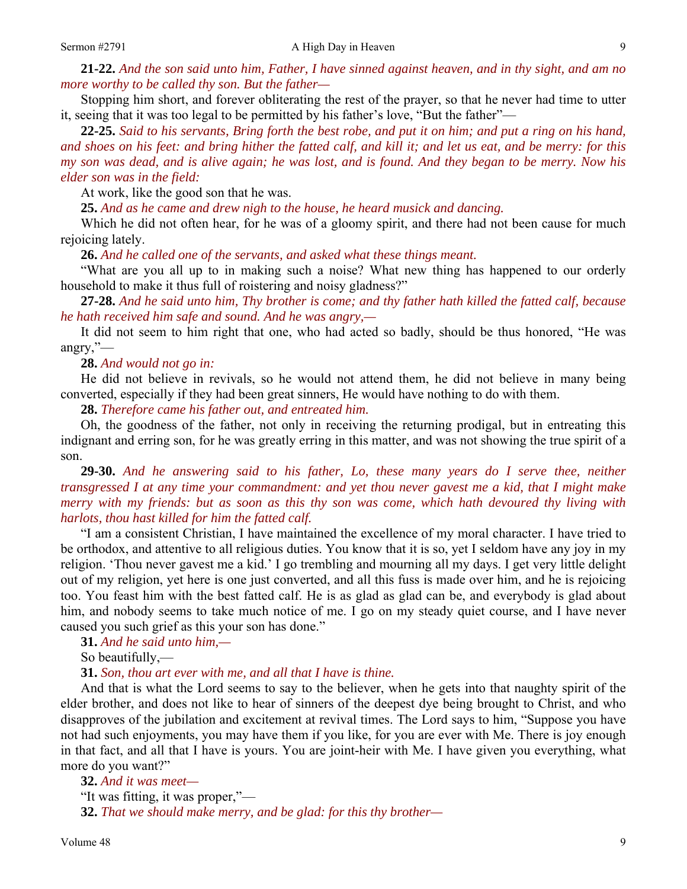**21-22.** *And the son said unto him, Father, I have sinned against heaven, and in thy sight, and am no more worthy to be called thy son. But the father—*

Stopping him short, and forever obliterating the rest of the prayer, so that he never had time to utter it, seeing that it was too legal to be permitted by his father's love, "But the father"—

**22-25.** *Said to his servants, Bring forth the best robe, and put it on him; and put a ring on his hand, and shoes on his feet: and bring hither the fatted calf, and kill it; and let us eat, and be merry: for this my son was dead, and is alive again; he was lost, and is found. And they began to be merry. Now his elder son was in the field:*

At work, like the good son that he was.

**25.** *And as he came and drew nigh to the house, he heard musick and dancing.*

Which he did not often hear, for he was of a gloomy spirit, and there had not been cause for much rejoicing lately.

**26.** *And he called one of the servants, and asked what these things meant.*

"What are you all up to in making such a noise? What new thing has happened to our orderly household to make it thus full of roistering and noisy gladness?"

**27-28.** *And he said unto him, Thy brother is come; and thy father hath killed the fatted calf, because he hath received him safe and sound. And he was angry,—*

It did not seem to him right that one, who had acted so badly, should be thus honored, "He was angry,"—

**28.** *And would not go in:*

He did not believe in revivals, so he would not attend them, he did not believe in many being converted, especially if they had been great sinners, He would have nothing to do with them.

**28.** *Therefore came his father out, and entreated him.*

Oh, the goodness of the father, not only in receiving the returning prodigal, but in entreating this indignant and erring son, for he was greatly erring in this matter, and was not showing the true spirit of a son.

**29-30.** *And he answering said to his father, Lo, these many years do I serve thee, neither transgressed I at any time your commandment: and yet thou never gavest me a kid, that I might make merry with my friends: but as soon as this thy son was come, which hath devoured thy living with harlots, thou hast killed for him the fatted calf.*

"I am a consistent Christian, I have maintained the excellence of my moral character. I have tried to be orthodox, and attentive to all religious duties. You know that it is so, yet I seldom have any joy in my religion. 'Thou never gavest me a kid.' I go trembling and mourning all my days. I get very little delight out of my religion, yet here is one just converted, and all this fuss is made over him, and he is rejoicing too. You feast him with the best fatted calf. He is as glad as glad can be, and everybody is glad about him, and nobody seems to take much notice of me. I go on my steady quiet course, and I have never caused you such grief as this your son has done."

**31.** *And he said unto him,—*

So beautifully,—

**31.** *Son, thou art ever with me, and all that I have is thine.*

And that is what the Lord seems to say to the believer, when he gets into that naughty spirit of the elder brother, and does not like to hear of sinners of the deepest dye being brought to Christ, and who disapproves of the jubilation and excitement at revival times. The Lord says to him, "Suppose you have not had such enjoyments, you may have them if you like, for you are ever with Me. There is joy enough in that fact, and all that I have is yours. You are joint-heir with Me. I have given you everything, what more do you want?"

**32.** *And it was meet—*

"It was fitting, it was proper,"—

**32.** *That we should make merry, and be glad: for this thy brother—*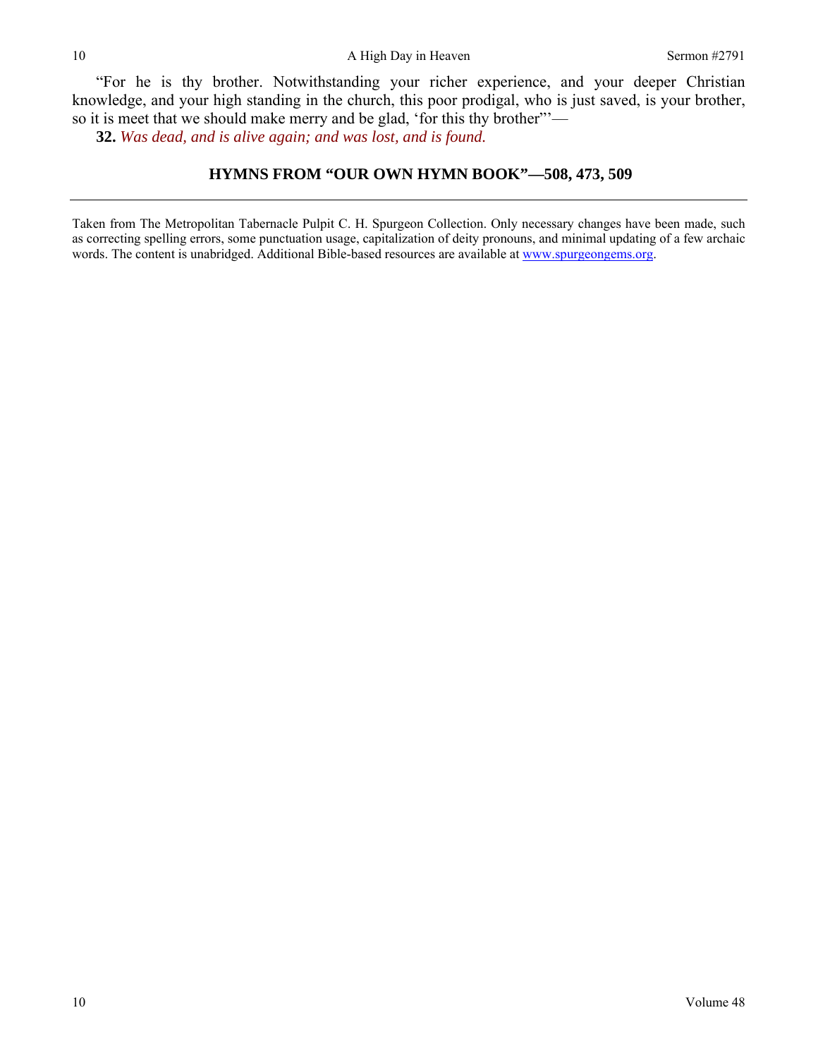"For he is thy brother. Notwithstanding your richer experience, and your deeper Christian knowledge, and your high standing in the church, this poor prodigal, who is just saved, is your brother, so it is meet that we should make merry and be glad, 'for this thy brother"'—

**32.** *Was dead, and is alive again; and was lost, and is found.*

## HYMNS FROM "OUR OWN HYMN BOOK"—508, 473, 509

---

Taken from The Metropolitan Tabernacle Pulpit C. H. Spurgeon Collection. Only necessary changes have been made, such as correcting spelling errors, some punctuation usage, capitalization of deity pronouns, and minimal updating of a few archaic words. The content is unabridged. Additional Bible-based resources are available at [www.spurgeongems.org](http://www.spurgeongems.org).